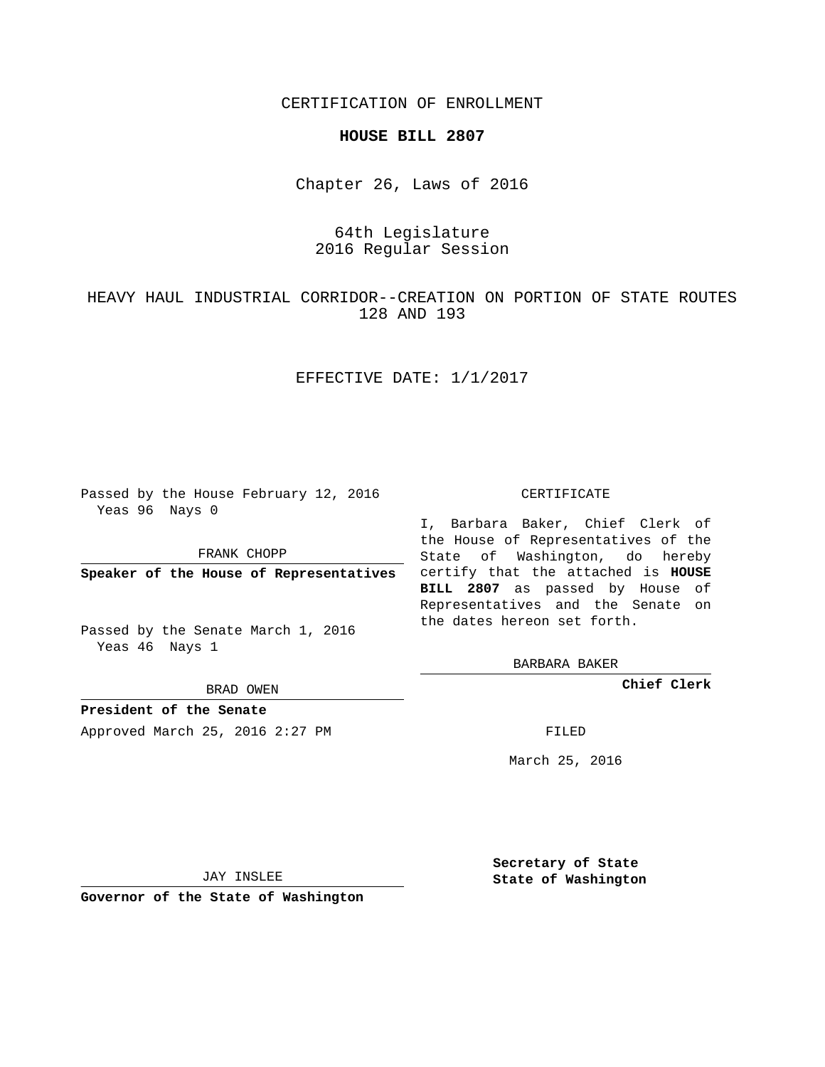CERTIFICATION OF ENROLLMENT

**HOUSE BILL 2807**

Chapter 26, Laws of 2016

64th Legislature
2016 Regular Session

HEAVY HAUL INDUSTRIAL CORRIDOR--CREATION ON PORTION OF STATE ROUTES 128 AND 193

EFFECTIVE DATE: 1/1/2017

Passed by the House February 12, 2016
Yeas 96 Nays 0

FRANK CHOPP

**Speaker of the House of Representatives**

Passed by the Senate March 1, 2016
Yeas 46 Nays 1

BRAD OWEN

**President of the Senate**

CERTIFICATE

I, Barbara Baker, Chief Clerk of the House of Representatives of the State of Washington, do hereby certify that the attached is **HOUSE BILL 2807** as passed by House of Representatives and the Senate on the dates hereon set forth.

BARBARA BAKER

**Chief Clerk**

Approved March 25, 2016 2:27 PM

FILED

March 25, 2016

JAY INSLEE

**Governor of the State of Washington**

**Secretary of State**
**State of Washington**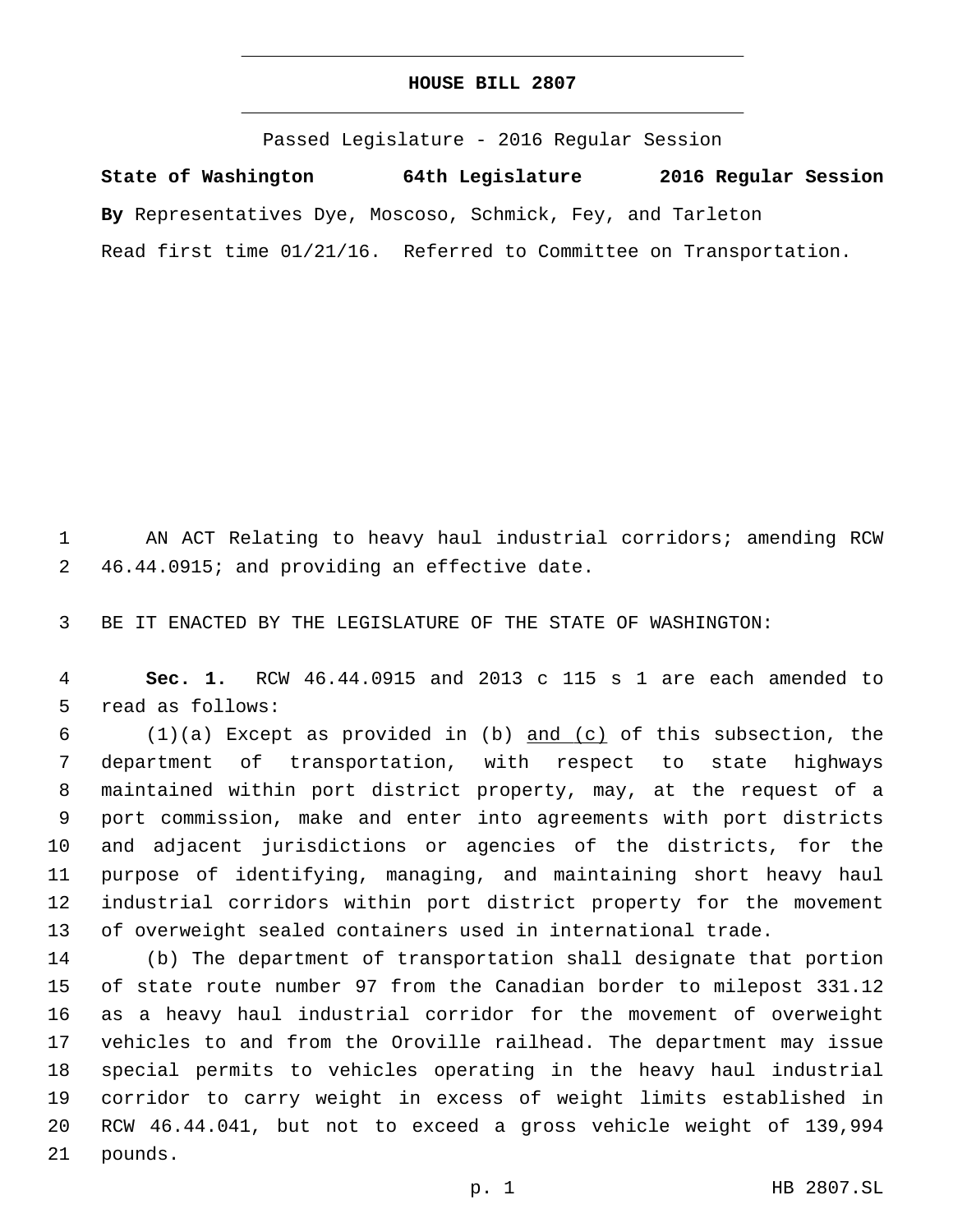# HOUSE BILL 2807

Passed Legislature - 2016 Regular Session

**State of Washington 64th Legislature 2016 Regular Session**

**By** Representatives Dye, Moscoso, Schmick, Fey, and Tarleton

Read first time 01/21/16. Referred to Committee on Transportation.

AN ACT Relating to heavy haul industrial corridors; amending RCW 46.44.0915; and providing an effective date.

BE IT ENACTED BY THE LEGISLATURE OF THE STATE OF WASHINGTON:

**Sec. 1.** RCW 46.44.0915 and 2013 c 115 s 1 are each amended to read as follows:

(1)(a) Except as provided in (b) and (c) of this subsection, the department of transportation, with respect to state highways maintained within port district property, may, at the request of a port commission, make and enter into agreements with port districts and adjacent jurisdictions or agencies of the districts, for the purpose of identifying, managing, and maintaining short heavy haul industrial corridors within port district property for the movement of overweight sealed containers used in international trade.

(b) The department of transportation shall designate that portion of state route number 97 from the Canadian border to milepost 331.12 as a heavy haul industrial corridor for the movement of overweight vehicles to and from the Oroville railhead. The department may issue special permits to vehicles operating in the heavy haul industrial corridor to carry weight in excess of weight limits established in RCW 46.44.041, but not to exceed a gross vehicle weight of 139,994 pounds.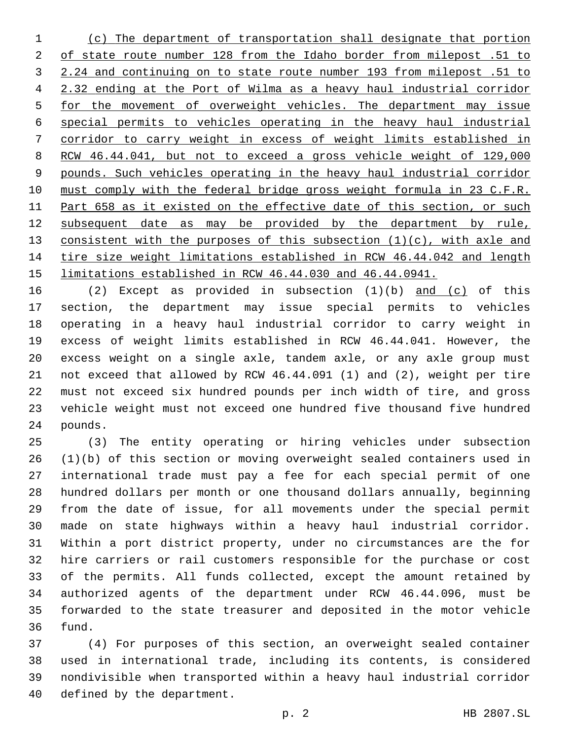(c) The department of transportation shall designate that portion of state route number 128 from the Idaho border from milepost .51 to 2.24 and continuing on to state route number 193 from milepost .51 to 2.32 ending at the Port of Wilma as a heavy haul industrial corridor for the movement of overweight vehicles. The department may issue special permits to vehicles operating in the heavy haul industrial corridor to carry weight in excess of weight limits established in RCW 46.44.041, but not to exceed a gross vehicle weight of 129,000 pounds. Such vehicles operating in the heavy haul industrial corridor must comply with the federal bridge gross weight formula in 23 C.F.R. Part 658 as it existed on the effective date of this section, or such subsequent date as may be provided by the department by rule, consistent with the purposes of this subsection (1)(c), with axle and tire size weight limitations established in RCW 46.44.042 and length limitations established in RCW 46.44.030 and 46.44.0941.

(2) Except as provided in subsection (1)(b) and (c) of this section, the department may issue special permits to vehicles operating in a heavy haul industrial corridor to carry weight in excess of weight limits established in RCW 46.44.041. However, the excess weight on a single axle, tandem axle, or any axle group must not exceed that allowed by RCW 46.44.091 (1) and (2), weight per tire must not exceed six hundred pounds per inch width of tire, and gross vehicle weight must not exceed one hundred five thousand five hundred pounds.

(3) The entity operating or hiring vehicles under subsection (1)(b) of this section or moving overweight sealed containers used in international trade must pay a fee for each special permit of one hundred dollars per month or one thousand dollars annually, beginning from the date of issue, for all movements under the special permit made on state highways within a heavy haul industrial corridor. Within a port district property, under no circumstances are the for hire carriers or rail customers responsible for the purchase or cost of the permits. All funds collected, except the amount retained by authorized agents of the department under RCW 46.44.096, must be forwarded to the state treasurer and deposited in the motor vehicle fund.

(4) For purposes of this section, an overweight sealed container used in international trade, including its contents, is considered nondivisible when transported within a heavy haul industrial corridor defined by the department.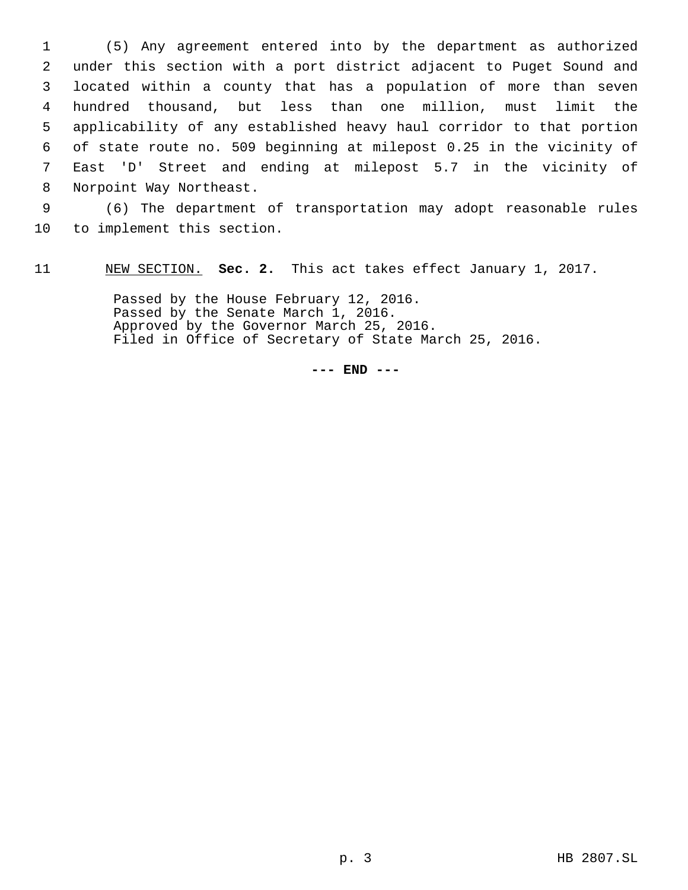(5) Any agreement entered into by the department as authorized under this section with a port district adjacent to Puget Sound and located within a county that has a population of more than seven hundred thousand, but less than one million, must limit the applicability of any established heavy haul corridor to that portion of state route no. 509 beginning at milepost 0.25 in the vicinity of East 'D' Street and ending at milepost 5.7 in the vicinity of Norpoint Way Northeast.

(6) The department of transportation may adopt reasonable rules to implement this section.

NEW SECTION. **Sec. 2.** This act takes effect January 1, 2017.

Passed by the House February 12, 2016.
Passed by the Senate March 1, 2016.
Approved by the Governor March 25, 2016.
Filed in Office of Secretary of State March 25, 2016.

**--- END ---**